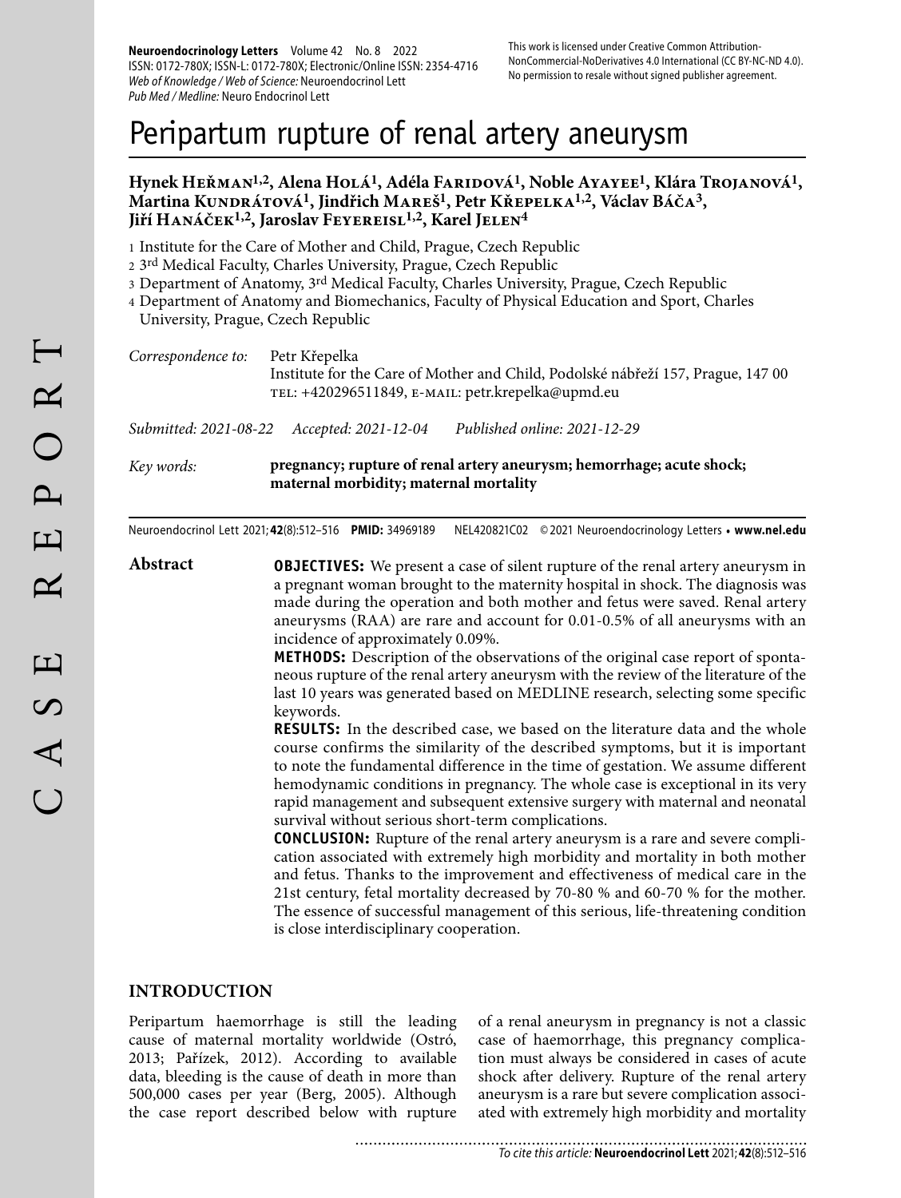# Peripartum rupture of renal artery aneurysm

**Hynek Heřman[1,2], Alena Holá[1], Adéla Faridová[1], Noble Ayayee[1], Klára Trojanová[1], Martina Kundrátová[1], Jindřich Mareš[1], Petr Křepelka[1,2], Václav Báča[3], Jiří Hanáček[1,2], Jaroslav Feyereisl[1,2], Karel Jelen[4]**

1 Institute for the Care of Mother and Child, Prague, Czech Republic
2 3rd Medical Faculty, Charles University, Prague, Czech Republic
3 Department of Anatomy, 3rd Medical Faculty, Charles University, Prague, Czech Republic
4 Department of Anatomy and Biomechanics, Faculty of Physical Education and Sport, Charles University, Prague, Czech Republic

*Correspondence to:* Petr Křepelka
Institute for the Care of Mother and Child, Podolské nábřeží 157, Prague, 147 00
TEL: +420296511849, E-MAIL: petr.krepelka@upmd.eu

*Submitted: 2021-08-22* *Accepted: 2021-12-04* *Published online: 2021-12-29*

*Key words:* **pregnancy; rupture of renal artery aneurysm; hemorrhage; acute shock; maternal morbidity; maternal mortality**

Neuroendocrinol Lett 2021; **42**(8):512–516 **PMID:** 34969189 NEL420821C02 © 2021 Neuroendocrinology Letters • **www.nel.edu**

## Abstract

**OBJECTIVES:** We present a case of silent rupture of the renal artery aneurysm in a pregnant woman brought to the maternity hospital in shock. The diagnosis was made during the operation and both mother and fetus were saved. Renal artery aneurysms (RAA) are rare and account for 0.01-0.5% of all aneurysms with an incidence of approximately 0.09%.

**METHODS:** Description of the observations of the original case report of spontaneous rupture of the renal artery aneurysm with the review of the literature of the last 10 years was generated based on MEDLINE research, selecting some specific keywords.

**RESULTS:** In the described case, we based on the literature data and the whole course confirms the similarity of the described symptoms, but it is important to note the fundamental difference in the time of gestation. We assume different hemodynamic conditions in pregnancy. The whole case is exceptional in its very rapid management and subsequent extensive surgery with maternal and neonatal survival without serious short-term complications.

**CONCLUSION:** Rupture of the renal artery aneurysm is a rare and severe complication associated with extremely high morbidity and mortality in both mother and fetus. Thanks to the improvement and effectiveness of medical care in the 21st century, fetal mortality decreased by 70-80 % and 60-70 % for the mother. The essence of successful management of this serious, life-threatening condition is close interdisciplinary cooperation.

## INTRODUCTION

Peripartum haemorrhage is still the leading cause of maternal mortality worldwide (Ostró, 2013; Pařízek, 2012). According to available data, bleeding is the cause of death in more than 500,000 cases per year (Berg, 2005). Although the case report described below with rupture of a renal aneurysm in pregnancy is not a classic case of haemorrhage, this pregnancy complication must always be considered in cases of acute shock after delivery. Rupture of the renal artery aneurysm is a rare but severe complication associated with extremely high morbidity and mortality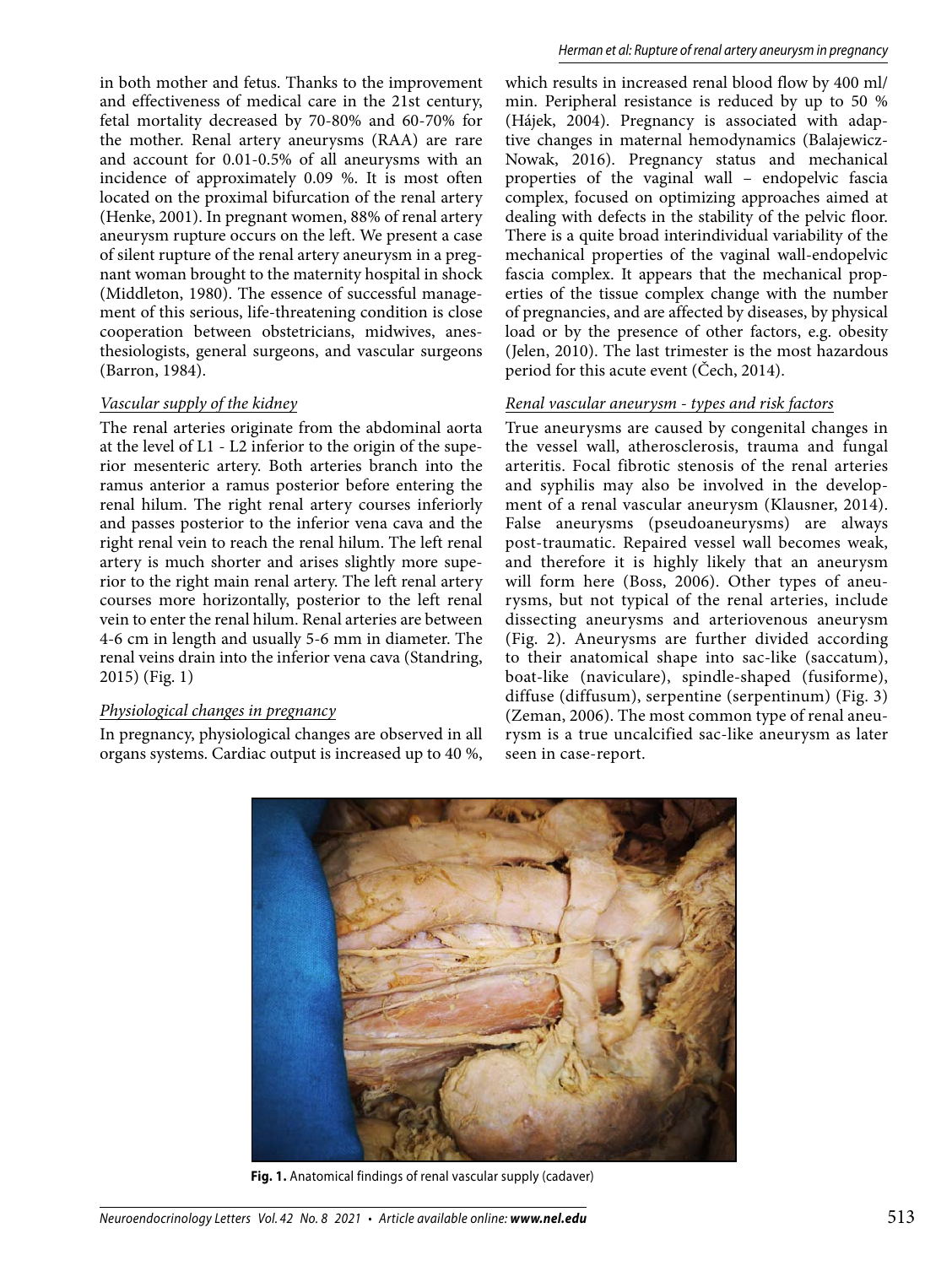in both mother and fetus. Thanks to the improvement and effectiveness of medical care in the 21st century, fetal mortality decreased by 70-80% and 60-70% for the mother. Renal artery aneurysms (RAA) are rare and account for 0.01-0.5% of all aneurysms with an incidence of approximately 0.09 %. It is most often located on the proximal bifurcation of the renal artery (Henke, 2001). In pregnant women, 88% of renal artery aneurysm rupture occurs on the left. We present a case of silent rupture of the renal artery aneurysm in a pregnant woman brought to the maternity hospital in shock (Middleton, 1980). The essence of successful management of this serious, life-threatening condition is close cooperation between obstetricians, midwives, anesthesiologists, general surgeons, and vascular surgeons (Barron, 1984).

*Vascular supply of the kidney*

The renal arteries originate from the abdominal aorta at the level of L1 - L2 inferior to the origin of the superior mesenteric artery. Both arteries branch into the ramus anterior a ramus posterior before entering the renal hilum. The right renal artery courses inferiorly and passes posterior to the inferior vena cava and the right renal vein to reach the renal hilum. The left renal artery is much shorter and arises slightly more superior to the right main renal artery. The left renal artery courses more horizontally, posterior to the left renal vein to enter the renal hilum. Renal arteries are between 4-6 cm in length and usually 5-6 mm in diameter. The renal veins drain into the inferior vena cava (Standring, 2015) (Fig. 1)

*Physiological changes in pregnancy*

In pregnancy, physiological changes are observed in all organs systems. Cardiac output is increased up to 40 %, which results in increased renal blood flow by 400 ml/min. Peripheral resistance is reduced by up to 50 % (Hájek, 2004). Pregnancy is associated with adaptive changes in maternal hemodynamics (Balajewicz-Nowak, 2016). Pregnancy status and mechanical properties of the vaginal wall – endopelvic fascia complex, focused on optimizing approaches aimed at dealing with defects in the stability of the pelvic floor. There is a quite broad interindividual variability of the mechanical properties of the vaginal wall-endopelvic fascia complex. It appears that the mechanical properties of the tissue complex change with the number of pregnancies, and are affected by diseases, by physical load or by the presence of other factors, e.g. obesity (Jelen, 2010). The last trimester is the most hazardous period for this acute event (Čech, 2014).

*Renal vascular aneurysm - types and risk factors*

True aneurysms are caused by congenital changes in the vessel wall, atherosclerosis, trauma and fungal arteritis. Focal fibrotic stenosis of the renal arteries and syphilis may also be involved in the development of a renal vascular aneurysm (Klausner, 2014). False aneurysms (pseudoaneurysms) are always post-traumatic. Repaired vessel wall becomes weak, and therefore it is highly likely that an aneurysm will form here (Boss, 2006). Other types of aneurysms, but not typical of the renal arteries, include dissecting aneurysms and arteriovenous aneurysm (Fig. 2). Aneurysms are further divided according to their anatomical shape into sac-like (saccatum), boat-like (naviculare), spindle-shaped (fusiforme), diffuse (diffusum), serpentine (serpentinum) (Fig. 3) (Zeman, 2006). The most common type of renal aneurysm is a true uncalcified sac-like aneurysm as later seen in case-report.

**Fig. 1.** Anatomical findings of renal vascular supply (cadaver)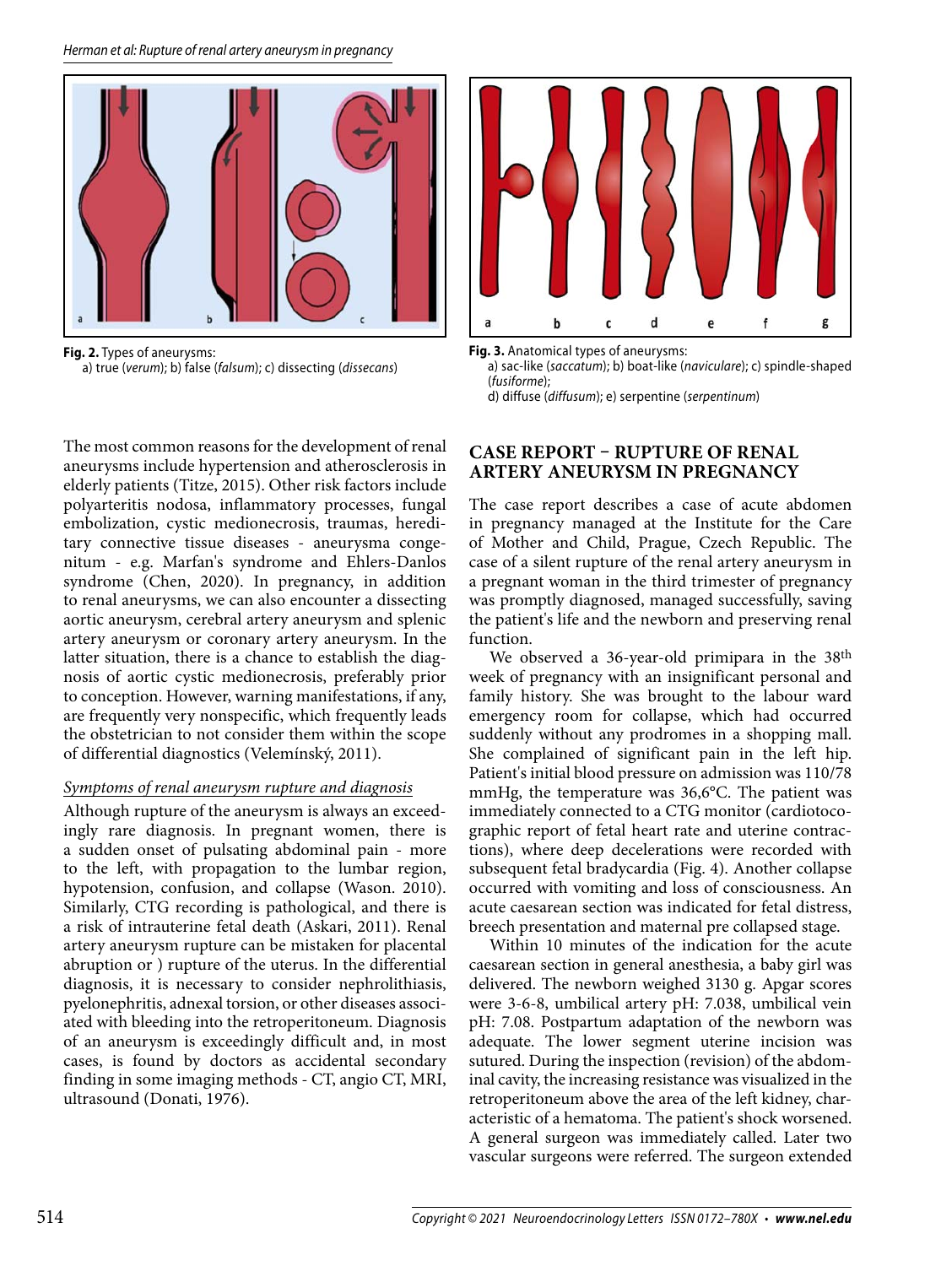**Fig. 2.** Types of aneurysms:
a) true (*verum*); b) false (*falsum*); c) dissecting (*dissecans*)

**Fig. 3.** Anatomical types of aneurysms:
a) sac-like (*saccatum*); b) boat-like (*naviculare*); c) spindle-shaped (*fusiforme*);
d) diffuse (*diffusum*); e) serpentine (*serpentinum*)

The most common reasons for the development of renal aneurysms include hypertension and atherosclerosis in elderly patients (Titze, 2015). Other risk factors include polyarteritis nodosa, inflammatory processes, fungal embolization, cystic medionecrosis, traumas, hereditary connective tissue diseases - aneurysma congenitum - e.g. Marfan's syndrome and Ehlers-Danlos syndrome (Chen, 2020). In pregnancy, in addition to renal aneurysms, we can also encounter a dissecting aortic aneurysm, cerebral artery aneurysm and splenic artery aneurysm or coronary artery aneurysm. In the latter situation, there is a chance to establish the diagnosis of aortic cystic medionecrosis, preferably prior to conception. However, warning manifestations, if any, are frequently very nonspecific, which frequently leads the obstetrician to not consider them within the scope of differential diagnostics (Velemínský, 2011).

*Symptoms of renal aneurysm rupture and diagnosis*

Although rupture of the aneurysm is always an exceedingly rare diagnosis. In pregnant women, there is a sudden onset of pulsating abdominal pain - more to the left, with propagation to the lumbar region, hypotension, confusion, and collapse (Wason. 2010). Similarly, CTG recording is pathological, and there is a risk of intrauterine fetal death (Askari, 2011). Renal artery aneurysm rupture can be mistaken for placental abruption or ) rupture of the uterus. In the differential diagnosis, it is necessary to consider nephrolithiasis, pyelonephritis, adnexal torsion, or other diseases associated with bleeding into the retroperitoneum. Diagnosis of an aneurysm is exceedingly difficult and, in most cases, is found by doctors as accidental secondary finding in some imaging methods - CT, angio CT, MRI, ultrasound (Donati, 1976).

## CASE REPORT – RUPTURE OF RENAL ARTERY ANEURYSM IN PREGNANCY

The case report describes a case of acute abdomen in pregnancy managed at the Institute for the Care of Mother and Child, Prague, Czech Republic. The case of a silent rupture of the renal artery aneurysm in a pregnant woman in the third trimester of pregnancy was promptly diagnosed, managed successfully, saving the patient's life and the newborn and preserving renal function.

We observed a 36-year-old primipara in the 38th week of pregnancy with an insignificant personal and family history. She was brought to the labour ward emergency room for collapse, which had occurred suddenly without any prodromes in a shopping mall. She complained of significant pain in the left hip. Patient's initial blood pressure on admission was 110/78 mmHg, the temperature was 36,6°C. The patient was immediately connected to a CTG monitor (cardiotocographic report of fetal heart rate and uterine contractions), where deep decelerations were recorded with subsequent fetal bradycardia (Fig. 4). Another collapse occurred with vomiting and loss of consciousness. An acute caesarean section was indicated for fetal distress, breech presentation and maternal pre collapsed stage.

Within 10 minutes of the indication for the acute caesarean section in general anesthesia, a baby girl was delivered. The newborn weighed 3130 g. Apgar scores were 3-6-8, umbilical artery pH: 7.038, umbilical vein pH: 7.08. Postpartum adaptation of the newborn was adequate. The lower segment uterine incision was sutured. During the inspection (revision) of the abdominal cavity, the increasing resistance was visualized in the retroperitoneum above the area of the left kidney, characteristic of a hematoma. The patient's shock worsened. A general surgeon was immediately called. Later two vascular surgeons were referred. The surgeon extended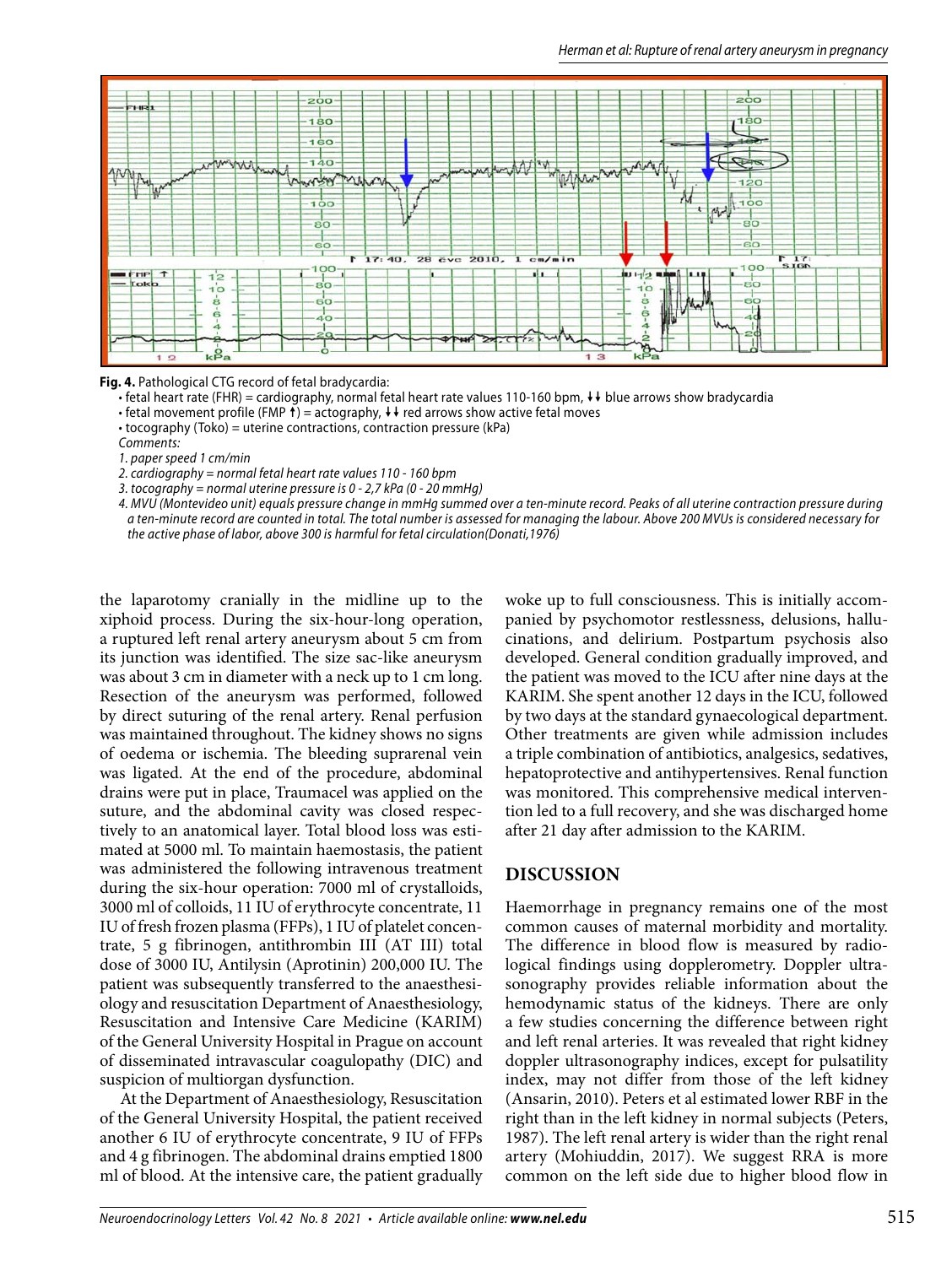**Fig. 4.** Pathological CTG record of fetal bradycardia:

- fetal heart rate (FHR) = cardiography, normal fetal heart rate values 110-160 bpm, ↓↓ blue arrows show bradycardia
- fetal movement profile (FMP ↑) = actography, ↓↓ red arrows show active fetal moves
- tocography (Toko) = uterine contractions, contraction pressure (kPa)

*Comments:*

*1. paper speed 1 cm/min*

*2. cardiography = normal fetal heart rate values 110 - 160 bpm*

*3. tocography = normal uterine pressure is 0 - 2,7 kPa (0 - 20 mmHg)*

*4. MVU (Montevideo unit) equals pressure change in mmHg summed over a ten-minute record. Peaks of all uterine contraction pressure during a ten-minute record are counted in total. The total number is assessed for managing the labour. Above 200 MVUs is considered necessary for the active phase of labor, above 300 is harmful for fetal circulation(Donati,1976)*

the laparotomy cranially in the midline up to the xiphoid process. During the six-hour-long operation, a ruptured left renal artery aneurysm about 5 cm from its junction was identified. The size sac-like aneurysm was about 3 cm in diameter with a neck up to 1 cm long. Resection of the aneurysm was performed, followed by direct suturing of the renal artery. Renal perfusion was maintained throughout. The kidney shows no signs of oedema or ischemia. The bleeding suprarenal vein was ligated. At the end of the procedure, abdominal drains were put in place, Traumacel was applied on the suture, and the abdominal cavity was closed respectively to an anatomical layer. Total blood loss was estimated at 5000 ml. To maintain haemostasis, the patient was administered the following intravenous treatment during the six-hour operation: 7000 ml of crystalloids, 3000 ml of colloids, 11 IU of erythrocyte concentrate, 11 IU of fresh frozen plasma (FFPs), 1 IU of platelet concentrate, 5 g fibrinogen, antithrombin III (AT III) total dose of 3000 IU, Antilysin (Aprotinin) 200,000 IU. The patient was subsequently transferred to the anaesthesiology and resuscitation Department of Anaesthesiology, Resuscitation and Intensive Care Medicine (KARIM) of the General University Hospital in Prague on account of disseminated intravascular coagulopathy (DIC) and suspicion of multiorgan dysfunction.

At the Department of Anaesthesiology, Resuscitation of the General University Hospital, the patient received another 6 IU of erythrocyte concentrate, 9 IU of FFPs and 4 g fibrinogen. The abdominal drains emptied 1800 ml of blood. At the intensive care, the patient gradually woke up to full consciousness. This is initially accompanied by psychomotor restlessness, delusions, hallucinations, and delirium. Postpartum psychosis also developed. General condition gradually improved, and the patient was moved to the ICU after nine days at the KARIM. She spent another 12 days in the ICU, followed by two days at the standard gynaecological department. Other treatments are given while admission includes a triple combination of antibiotics, analgesics, sedatives, hepatoprotective and antihypertensives. Renal function was monitored. This comprehensive medical intervention led to a full recovery, and she was discharged home after 21 day after admission to the KARIM.

## DISCUSSION

Haemorrhage in pregnancy remains one of the most common causes of maternal morbidity and mortality. The difference in blood flow is measured by radiological findings using dopplerometry. Doppler ultrasonography provides reliable information about the hemodynamic status of the kidneys. There are only a few studies concerning the difference between right and left renal arteries. It was revealed that right kidney doppler ultrasonography indices, except for pulsatility index, may not differ from those of the left kidney (Ansarin, 2010). Peters et al estimated lower RBF in the right than in the left kidney in normal subjects (Peters, 1987). The left renal artery is wider than the right renal artery (Mohiuddin, 2017). We suggest RRA is more common on the left side due to higher blood flow in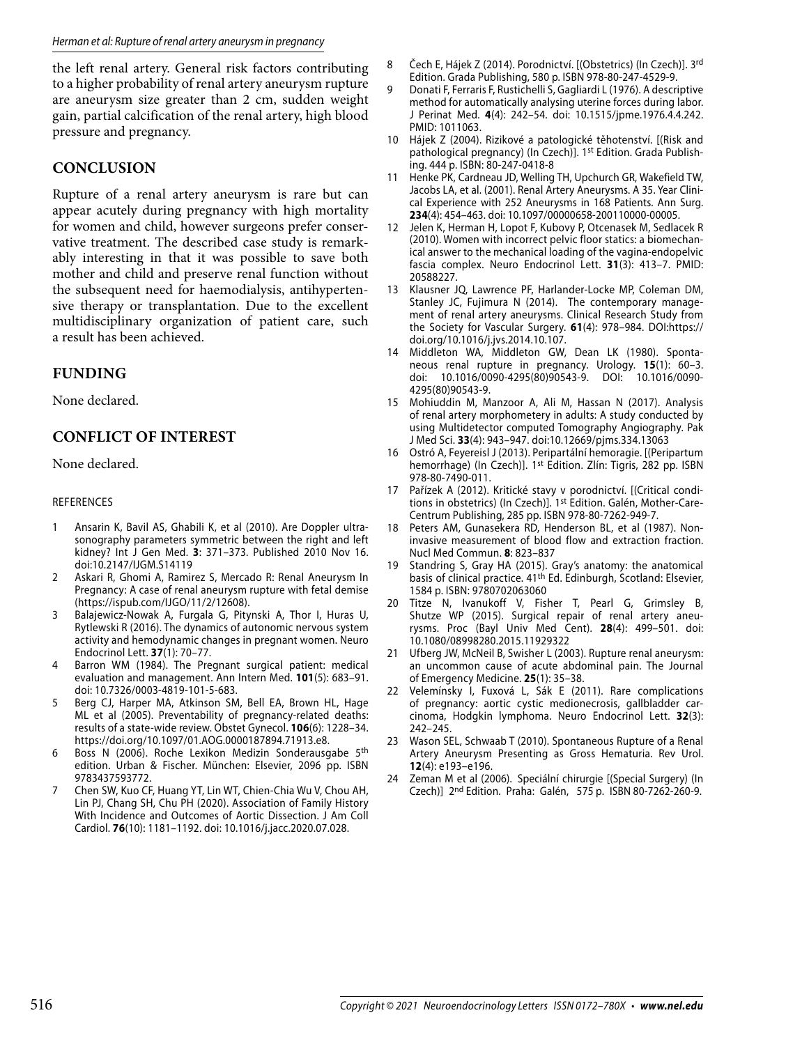the left renal artery. General risk factors contributing to a higher probability of renal artery aneurysm rupture are aneurysm size greater than 2 cm, sudden weight gain, partial calcification of the renal artery, high blood pressure and pregnancy.

## CONCLUSION

Rupture of a renal artery aneurysm is rare but can appear acutely during pregnancy with high mortality for women and child, however surgeons prefer conservative treatment. The described case study is remarkably interesting in that it was possible to save both mother and child and preserve renal function without the subsequent need for haemodialysis, antihypertensive therapy or transplantation. Due to the excellent multidisciplinary organization of patient care, such a result has been achieved.

## FUNDING

None declared.

## CONFLICT OF INTEREST

None declared.

### REFERENCES

1. Ansarin K, Bavil AS, Ghabili K, et al (2010). Are Doppler ultrasonography parameters symmetric between the right and left kidney? Int J Gen Med. **3**: 371–373. Published 2010 Nov 16. doi:10.2147/IJGM.S14119
2. Askari R, Ghomi A, Ramirez S, Mercado R: Renal Aneurysm In Pregnancy: A case of renal aneurysm rupture with fetal demise (https://ispub.com/IJGO/11/2/12608).
3. Balajewicz-Nowak A, Furgala G, Pitynski A, Thor I, Huras U, Rytlewski R (2016). The dynamics of autonomic nervous system activity and hemodynamic changes in pregnant women. Neuro Endocrinol Lett. **37**(1): 70–77.
4. Barron WM (1984). The Pregnant surgical patient: medical evaluation and management. Ann Intern Med. **101**(5): 683–91. doi: 10.7326/0003-4819-101-5-683.
5. Berg CJ, Harper MA, Atkinson SM, Bell EA, Brown HL, Hage ML et al (2005). Preventability of pregnancy-related deaths: results of a state-wide review. Obstet Gynecol. **106**(6): 1228–34. https://doi.org/10.1097/01.AOG.0000187894.71913.e8.
6. Boss N (2006). Roche Lexikon Medizin Sonderausgabe 5th edition. Urban & Fischer. München: Elsevier, 2096 pp. ISBN 9783437593772.
7. Chen SW, Kuo CF, Huang YT, Lin WT, Chien-Chia Wu V, Chou AH, Lin PJ, Chang SH, Chu PH (2020). Association of Family History With Incidence and Outcomes of Aortic Dissection. J Am Coll Cardiol. **76**(10): 1181–1192. doi: 10.1016/j.jacc.2020.07.028.
8. Čech E, Hájek Z (2014). Porodnictví. [(Obstetrics) (In Czech)]. 3rd Edition. Grada Publishing, 580 p. ISBN 978-80-247-4529-9.
9. Donati F, Ferraris F, Rustichelli S, Gagliardi L (1976). A descriptive method for automatically analysing uterine forces during labor. J Perinat Med. **4**(4): 242–54. doi: 10.1515/jpme.1976.4.4.242. PMID: 1011063.
10. Hájek Z (2004). Rizikové a patologické těhotenství. [(Risk and pathological pregnancy) (In Czech)]. 1st Edition. Grada Publishing. 444 p. ISBN: 80-247-0418-8
11. Henke PK, Cardneau JD, Welling TH, Upchurch GR, Wakefield TW, Jacobs LA, et al. (2001). Renal Artery Aneurysms. A 35. Year Clinical Experience with 252 Aneurysms in 168 Patients. Ann Surg. **234**(4): 454–463. doi: 10.1097/00000658-200110000-00005.
12. Jelen K, Herman H, Lopot F, Kubovy P, Otcenasek M, Sedlacek R (2010). Women with incorrect pelvic floor statics: a biomechanical answer to the mechanical loading of the vagina-endopelvic fascia complex. Neuro Endocrinol Lett. **31**(3): 413–7. PMID: 20588227.
13. Klausner JQ, Lawrence PF, Harlander-Locke MP, Coleman DM, Stanley JC, Fujimura N (2014). The contemporary management of renal artery aneurysms. Clinical Research Study from the Society for Vascular Surgery. **61**(4): 978–984. DOI:https://doi.org/10.1016/j.jvs.2014.10.107.
14. Middleton WA, Middleton GW, Dean LK (1980). Spontaneous renal rupture in pregnancy. Urology. **15**(1): 60–3. doi: 10.1016/0090-4295(80)90543-9. DOI: 10.1016/0090-4295(80)90543-9.
15. Mohiuddin M, Manzoor A, Ali M, Hassan N (2017). Analysis of renal artery morphometery in adults: A study conducted by using Multidetector computed Tomography Angiography. Pak J Med Sci. **33**(4): 943–947. doi:10.12669/pjms.334.13063
16. Ostró A, Feyereisl J (2013). Peripartální hemoragie. [(Peripartum hemorrhage) (In Czech)]. 1st Edition. Zlín: Tigris, 282 pp. ISBN 978-80-7490-011.
17. Pařízek A (2012). Kritické stavy v porodnictví. [(Critical conditions in obstetrics) (In Czech)]. 1st Edition. Galén, Mother-Care-Centrum Publishing, 285 pp. ISBN 978-80-7262-949-7.
18. Peters AM, Gunasekera RD, Henderson BL, et al (1987). Noninvasive measurement of blood flow and extraction fraction. Nucl Med Commun. **8**: 823–837
19. Standring S, Gray HA (2015). Gray's anatomy: the anatomical basis of clinical practice. 41th Ed. Edinburgh, Scotland: Elsevier, 1584 p. ISBN: 9780702063060
20. Titze N, Ivanukoff V, Fisher T, Pearl G, Grimsley B, Shutze WP (2015). Surgical repair of renal artery aneurysms. Proc (Bayl Univ Med Cent). **28**(4): 499–501. doi: 10.1080/08998280.2015.11929322
21. Ufberg JW, McNeil B, Swisher L (2003). Rupture renal aneurysm: an uncommon cause of acute abdominal pain. The Journal of Emergency Medicine. **25**(1): 35–38.
22. Velemínsky I, Fuxová L, Sák E (2011). Rare complications of pregnancy: aortic cystic medionecrosis, gallbladder carcinoma, Hodgkin lymphoma. Neuro Endocrinol Lett. **32**(3): 242–245.
23. Wason SEL, Schwaab T (2010). Spontaneous Rupture of a Renal Artery Aneurysm Presenting as Gross Hematuria. Rev Urol. **12**(4): e193–e196.
24. Zeman M et al (2006). Speciální chirurgie [(Special Surgery) (In Czech)] 2nd Edition. Praha: Galén, 575 p. ISBN 80-7262-260-9.